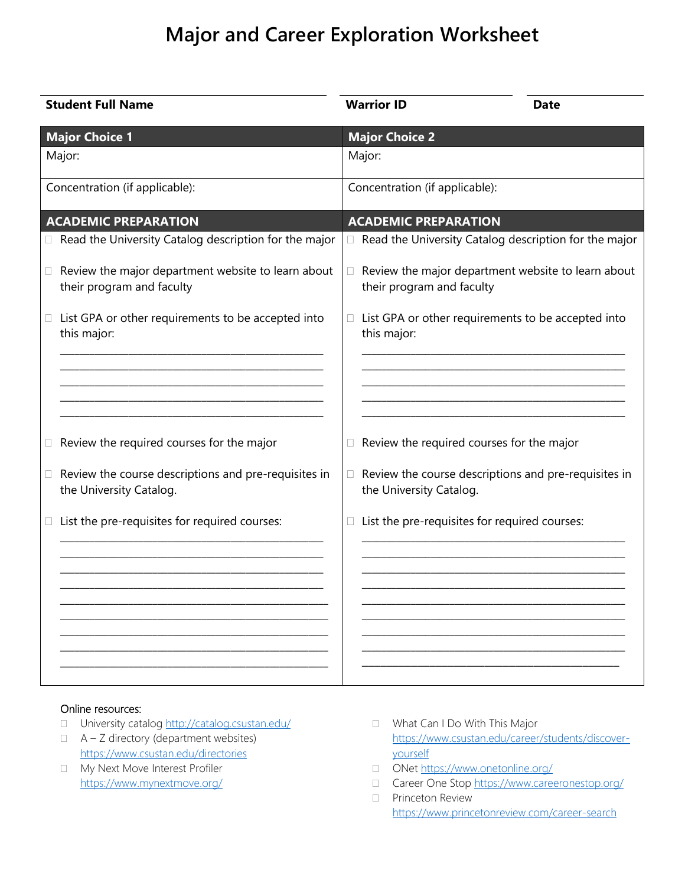# Major and Career Exploration Worksheet

| Student Full Name | Warrior ID | Date |
|---|---|---|
| | | |

| Major Choice 1 | Major Choice 2 |
|---|---|
| Major: | Major: |
| Concentration (if applicable): | Concentration (if applicable): |
| **ACADEMIC PREPARATION** | **ACADEMIC PREPARATION** |
| ☐ Read the University Catalog description for the major | ☐ Read the University Catalog description for the major |
| ☐ Review the major department website to learn about their program and faculty | ☐ Review the major department website to learn about their program and faculty |
| ☐ List GPA or other requirements to be accepted into this major: ______________________________ ______________________________ ______________________________ ______________________________ ______________________________ | ☐ List GPA or other requirements to be accepted into this major: ______________________________ ______________________________ ______________________________ ______________________________ ______________________________ |
| ☐ Review the required courses for the major | ☐ Review the required courses for the major |
| ☐ Review the course descriptions and pre-requisites in the University Catalog. | ☐ Review the course descriptions and pre-requisites in the University Catalog. |
| ☐ List the pre-requisites for required courses: ______________________________ ______________________________ ______________________________ ______________________________ ______________________________ ______________________________ ______________________________ ______________________________ ______________________________ | ☐ List the pre-requisites for required courses: ______________________________ ______________________________ ______________________________ ______________________________ ______________________________ ______________________________ ______________________________ ______________________________ ______________________________ |

Online resources:

- ☐ University catalog http://catalog.csustan.edu/
- ☐ A – Z directory (department websites) https://www.csustan.edu/directories
- ☐ My Next Move Interest Profiler https://www.mynextmove.org/
- ☐ What Can I Do With This Major https://www.csustan.edu/career/students/discover-yourself
- ☐ ONet https://www.onetonline.org/
- ☐ Career One Stop https://www.careeronestop.org/
- ☐ Princeton Review https://www.princetonreview.com/career-search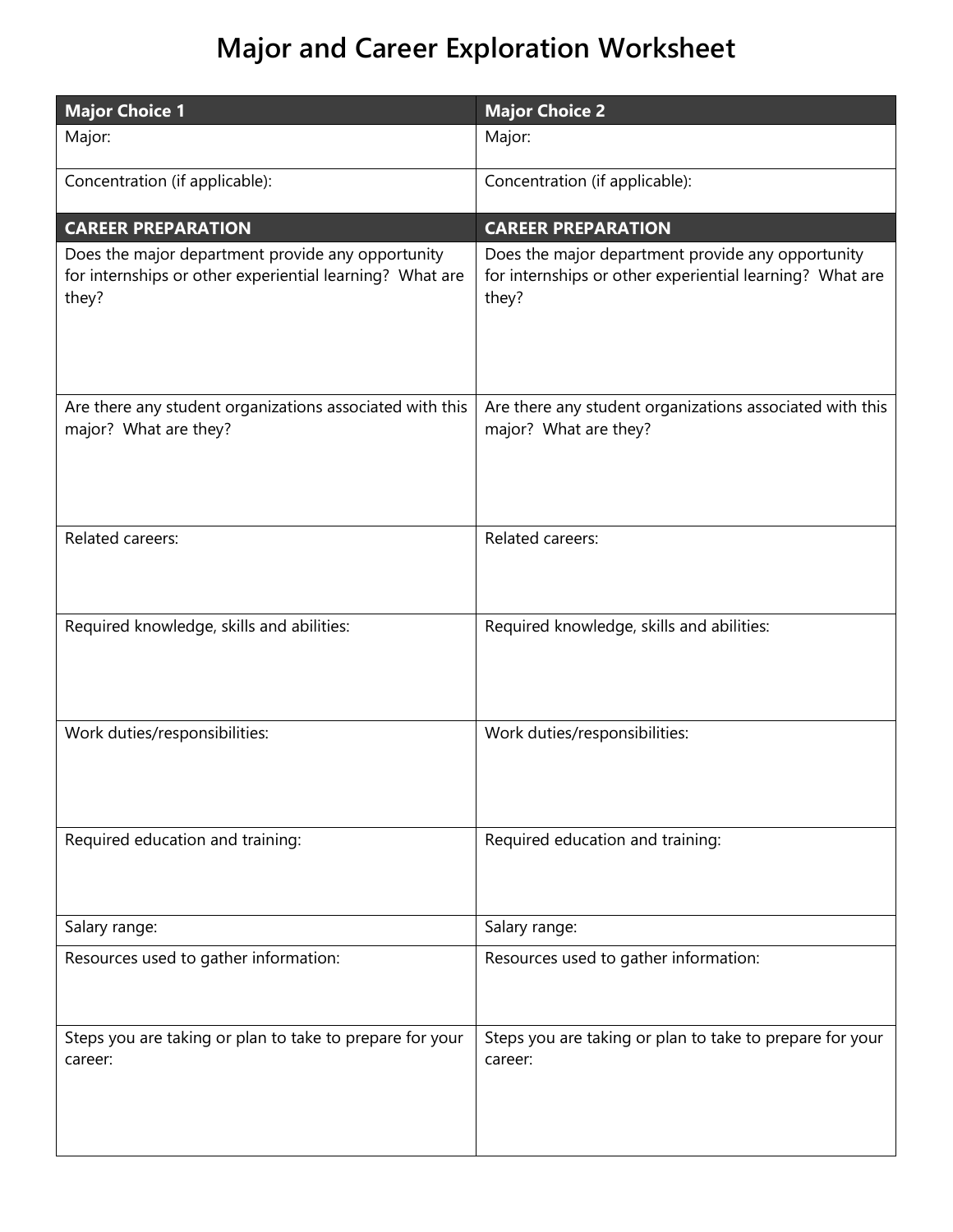# Major and Career Exploration Worksheet

| **Major Choice 1** | **Major Choice 2** |
| --- | --- |
| Major: | Major: |
| Concentration (if applicable): | Concentration (if applicable): |
| **CAREER PREPARATION** | **CAREER PREPARATION** |
| Does the major department provide any opportunity for internships or other experiential learning? What are they? | Does the major department provide any opportunity for internships or other experiential learning? What are they? |
| Are there any student organizations associated with this major? What are they? | Are there any student organizations associated with this major? What are they? |
| Related careers: | Related careers: |
| Required knowledge, skills and abilities: | Required knowledge, skills and abilities: |
| Work duties/responsibilities: | Work duties/responsibilities: |
| Required education and training: | Required education and training: |
| Salary range: | Salary range: |
| Resources used to gather information: | Resources used to gather information: |
| Steps you are taking or plan to take to prepare for your career: | Steps you are taking or plan to take to prepare for your career: |